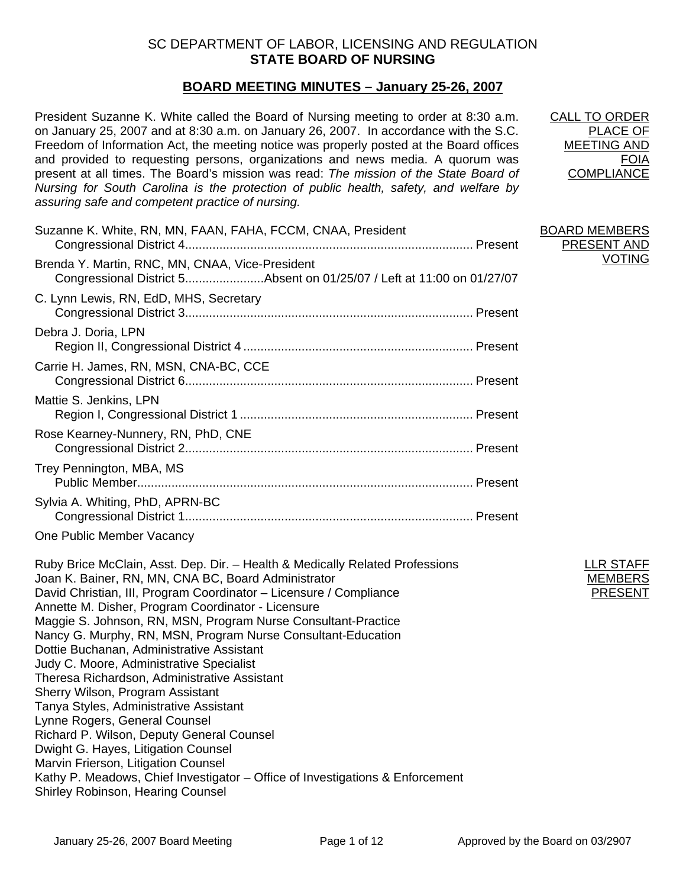SC DEPARTMENT OF LABOR, LICENSING AND REGULATION

# STATE BOARD OF NURSING

## BOARD MEETING MINUTES – January 25-26, 2007

**CALL TO ORDER PLACE OF MEETING AND FOIA COMPLIANCE**

President Suzanne K. White called the Board of Nursing meeting to order at 8:30 a.m. on January 25, 2007 and at 8:30 a.m. on January 26, 2007. In accordance with the S.C. Freedom of Information Act, the meeting notice was properly posted at the Board offices and provided to requesting persons, organizations and news media. A quorum was present at all times. The Board's mission was read: *The mission of the State Board of Nursing for South Carolina is the protection of public health, safety, and welfare by assuring safe and competent practice of nursing.*

**BOARD MEMBERS PRESENT AND VOTING**

Suzanne K. White, RN, MN, FAAN, FAHA, FCCM, CNAA, President
Congressional District 4.................................................................................. Present

Brenda Y. Martin, RNC, MN, CNAA, Vice-President
Congressional District 5.......................Absent on 01/25/07 / Left at 11:00 on 01/27/07

C. Lynn Lewis, RN, EdD, MHS, Secretary
Congressional District 3.................................................................................. Present

Debra J. Doria, LPN
Region II, Congressional District 4 .................................................................. Present

Carrie H. James, RN, MSN, CNA-BC, CCE
Congressional District 6.................................................................................. Present

Mattie S. Jenkins, LPN
Region I, Congressional District 1 ................................................................... Present

Rose Kearney-Nunnery, RN, PhD, CNE
Congressional District 2.................................................................................. Present

Trey Pennington, MBA, MS
Public Member................................................................................................. Present

Sylvia A. Whiting, PhD, APRN-BC
Congressional District 1.................................................................................. Present

One Public Member Vacancy

**LLR STAFF MEMBERS PRESENT**

Ruby Brice McClain, Asst. Dep. Dir. – Health & Medically Related Professions
Joan K. Bainer, RN, MN, CNA BC, Board Administrator
David Christian, III, Program Coordinator – Licensure / Compliance
Annette M. Disher, Program Coordinator - Licensure
Maggie S. Johnson, RN, MSN, Program Nurse Consultant-Practice
Nancy G. Murphy, RN, MSN, Program Nurse Consultant-Education
Dottie Buchanan, Administrative Assistant
Judy C. Moore, Administrative Specialist
Theresa Richardson, Administrative Assistant
Sherry Wilson, Program Assistant
Tanya Styles, Administrative Assistant
Lynne Rogers, General Counsel
Richard P. Wilson, Deputy General Counsel
Dwight G. Hayes, Litigation Counsel
Marvin Frierson, Litigation Counsel
Kathy P. Meadows, Chief Investigator – Office of Investigations & Enforcement
Shirley Robinson, Hearing Counsel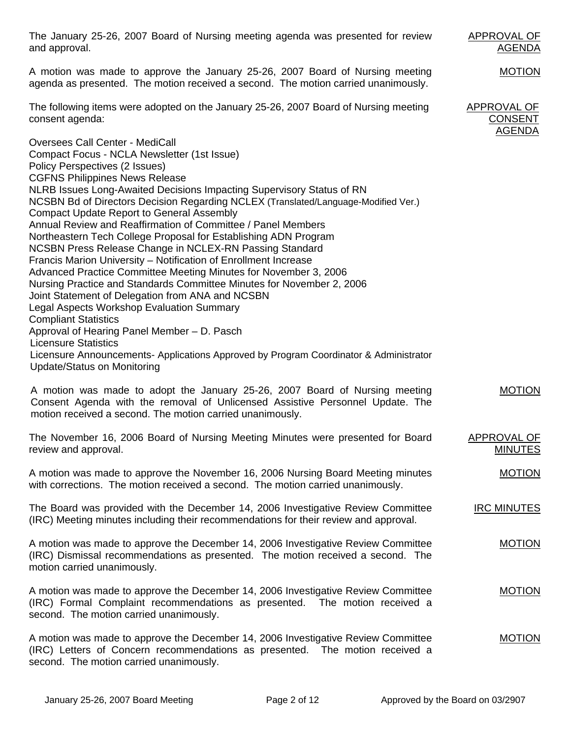The January 25-26, 2007 Board of Nursing meeting agenda was presented for review and approval. **APPROVAL OF AGENDA**

A motion was made to approve the January 25-26, 2007 Board of Nursing meeting agenda as presented. The motion received a second. The motion carried unanimously. **MOTION**

The following items were adopted on the January 25-26, 2007 Board of Nursing meeting consent agenda: **APPROVAL OF CONSENT AGENDA**

Oversees Call Center - MediCall
Compact Focus - NCLA Newsletter (1st Issue)
Policy Perspectives (2 Issues)
CGFNS Philippines News Release
NLRB Issues Long-Awaited Decisions Impacting Supervisory Status of RN
NCSBN Bd of Directors Decision Regarding NCLEX (Translated/Language-Modified Ver.)
Compact Update Report to General Assembly
Annual Review and Reaffirmation of Committee / Panel Members
Northeastern Tech College Proposal for Establishing ADN Program
NCSBN Press Release Change in NCLEX-RN Passing Standard
Francis Marion University – Notification of Enrollment Increase
Advanced Practice Committee Meeting Minutes for November 3, 2006
Nursing Practice and Standards Committee Minutes for November 2, 2006
Joint Statement of Delegation from ANA and NCSBN
Legal Aspects Workshop Evaluation Summary
Compliant Statistics
Approval of Hearing Panel Member – D. Pasch
Licensure Statistics
Licensure Announcements- Applications Approved by Program Coordinator & Administrator
Update/Status on Monitoring

A motion was made to adopt the January 25-26, 2007 Board of Nursing meeting Consent Agenda with the removal of Unlicensed Assistive Personnel Update. The motion received a second. The motion carried unanimously. **MOTION**

The November 16, 2006 Board of Nursing Meeting Minutes were presented for Board review and approval. **APPROVAL OF MINUTES**

A motion was made to approve the November 16, 2006 Nursing Board Meeting minutes with corrections. The motion received a second. The motion carried unanimously. **MOTION**

The Board was provided with the December 14, 2006 Investigative Review Committee (IRC) Meeting minutes including their recommendations for their review and approval. **IRC MINUTES**

A motion was made to approve the December 14, 2006 Investigative Review Committee (IRC) Dismissal recommendations as presented. The motion received a second. The motion carried unanimously. **MOTION**

A motion was made to approve the December 14, 2006 Investigative Review Committee (IRC) Formal Complaint recommendations as presented. The motion received a second. The motion carried unanimously. **MOTION**

A motion was made to approve the December 14, 2006 Investigative Review Committee (IRC) Letters of Concern recommendations as presented. The motion received a second. The motion carried unanimously. **MOTION**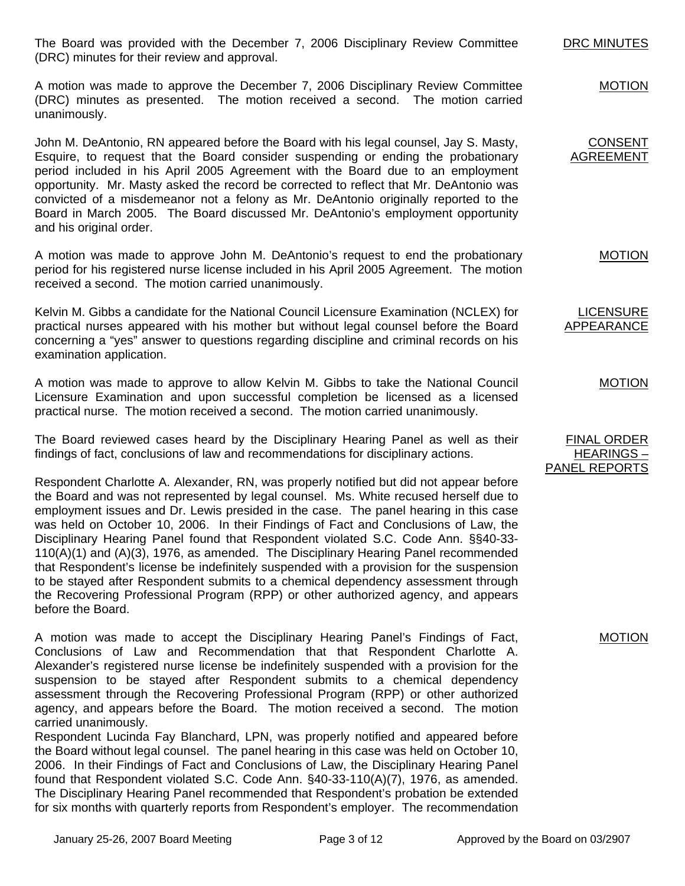**DRC MINUTES**

The Board was provided with the December 7, 2006 Disciplinary Review Committee (DRC) minutes for their review and approval.

**MOTION**

A motion was made to approve the December 7, 2006 Disciplinary Review Committee (DRC) minutes as presented. The motion received a second. The motion carried unanimously.

**CONSENT AGREEMENT**

John M. DeAntonio, RN appeared before the Board with his legal counsel, Jay S. Masty, Esquire, to request that the Board consider suspending or ending the probationary period included in his April 2005 Agreement with the Board due to an employment opportunity. Mr. Masty asked the record be corrected to reflect that Mr. DeAntonio was convicted of a misdemeanor not a felony as Mr. DeAntonio originally reported to the Board in March 2005. The Board discussed Mr. DeAntonio's employment opportunity and his original order.

**MOTION**

A motion was made to approve John M. DeAntonio's request to end the probationary period for his registered nurse license included in his April 2005 Agreement. The motion received a second. The motion carried unanimously.

**LICENSURE APPEARANCE**

Kelvin M. Gibbs a candidate for the National Council Licensure Examination (NCLEX) for practical nurses appeared with his mother but without legal counsel before the Board concerning a "yes" answer to questions regarding discipline and criminal records on his examination application.

**MOTION**

A motion was made to approve to allow Kelvin M. Gibbs to take the National Council Licensure Examination and upon successful completion be licensed as a licensed practical nurse. The motion received a second. The motion carried unanimously.

**FINAL ORDER HEARINGS – PANEL REPORTS**

The Board reviewed cases heard by the Disciplinary Hearing Panel as well as their findings of fact, conclusions of law and recommendations for disciplinary actions.

Respondent Charlotte A. Alexander, RN, was properly notified but did not appear before the Board and was not represented by legal counsel. Ms. White recused herself due to employment issues and Dr. Lewis presided in the case. The panel hearing in this case was held on October 10, 2006. In their Findings of Fact and Conclusions of Law, the Disciplinary Hearing Panel found that Respondent violated S.C. Code Ann. §§40-33-110(A)(1) and (A)(3), 1976, as amended. The Disciplinary Hearing Panel recommended that Respondent's license be indefinitely suspended with a provision for the suspension to be stayed after Respondent submits to a chemical dependency assessment through the Recovering Professional Program (RPP) or other authorized agency, and appears before the Board.

**MOTION**

A motion was made to accept the Disciplinary Hearing Panel's Findings of Fact, Conclusions of Law and Recommendation that that Respondent Charlotte A. Alexander's registered nurse license be indefinitely suspended with a provision for the suspension to be stayed after Respondent submits to a chemical dependency assessment through the Recovering Professional Program (RPP) or other authorized agency, and appears before the Board. The motion received a second. The motion carried unanimously.

Respondent Lucinda Fay Blanchard, LPN, was properly notified and appeared before the Board without legal counsel. The panel hearing in this case was held on October 10, 2006. In their Findings of Fact and Conclusions of Law, the Disciplinary Hearing Panel found that Respondent violated S.C. Code Ann. §40-33-110(A)(7), 1976, as amended. The Disciplinary Hearing Panel recommended that Respondent's probation be extended for six months with quarterly reports from Respondent's employer. The recommendation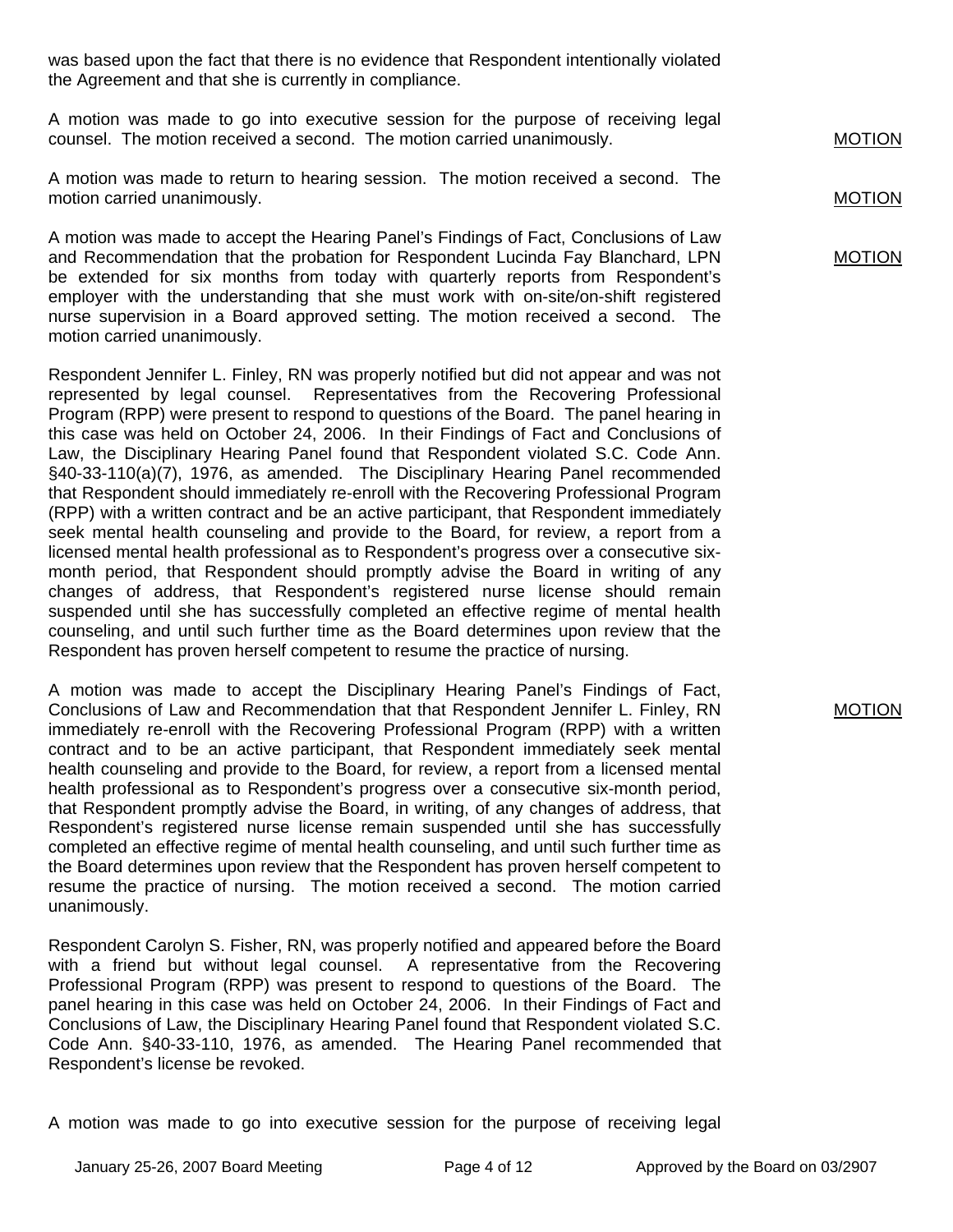was based upon the fact that there is no evidence that Respondent intentionally violated the Agreement and that she is currently in compliance.

A motion was made to go into executive session for the purpose of receiving legal counsel. The motion received a second. The motion carried unanimously. MOTION

A motion was made to return to hearing session. The motion received a second. The motion carried unanimously. MOTION

A motion was made to accept the Hearing Panel's Findings of Fact, Conclusions of Law and Recommendation that the probation for Respondent Lucinda Fay Blanchard, LPN be extended for six months from today with quarterly reports from Respondent's employer with the understanding that she must work with on-site/on-shift registered nurse supervision in a Board approved setting. The motion received a second. The motion carried unanimously. MOTION

Respondent Jennifer L. Finley, RN was properly notified but did not appear and was not represented by legal counsel. Representatives from the Recovering Professional Program (RPP) were present to respond to questions of the Board. The panel hearing in this case was held on October 24, 2006. In their Findings of Fact and Conclusions of Law, the Disciplinary Hearing Panel found that Respondent violated S.C. Code Ann. §40-33-110(a)(7), 1976, as amended. The Disciplinary Hearing Panel recommended that Respondent should immediately re-enroll with the Recovering Professional Program (RPP) with a written contract and be an active participant, that Respondent immediately seek mental health counseling and provide to the Board, for review, a report from a licensed mental health professional as to Respondent's progress over a consecutive six-month period, that Respondent should promptly advise the Board in writing of any changes of address, that Respondent's registered nurse license should remain suspended until she has successfully completed an effective regime of mental health counseling, and until such further time as the Board determines upon review that the Respondent has proven herself competent to resume the practice of nursing.

A motion was made to accept the Disciplinary Hearing Panel's Findings of Fact, Conclusions of Law and Recommendation that that Respondent Jennifer L. Finley, RN immediately re-enroll with the Recovering Professional Program (RPP) with a written contract and to be an active participant, that Respondent immediately seek mental health counseling and provide to the Board, for review, a report from a licensed mental health professional as to Respondent's progress over a consecutive six-month period, that Respondent promptly advise the Board, in writing, of any changes of address, that Respondent's registered nurse license remain suspended until she has successfully completed an effective regime of mental health counseling, and until such further time as the Board determines upon review that the Respondent has proven herself competent to resume the practice of nursing. The motion received a second. The motion carried unanimously. MOTION

Respondent Carolyn S. Fisher, RN, was properly notified and appeared before the Board with a friend but without legal counsel. A representative from the Recovering Professional Program (RPP) was present to respond to questions of the Board. The panel hearing in this case was held on October 24, 2006. In their Findings of Fact and Conclusions of Law, the Disciplinary Hearing Panel found that Respondent violated S.C. Code Ann. §40-33-110, 1976, as amended. The Hearing Panel recommended that Respondent's license be revoked.

A motion was made to go into executive session for the purpose of receiving legal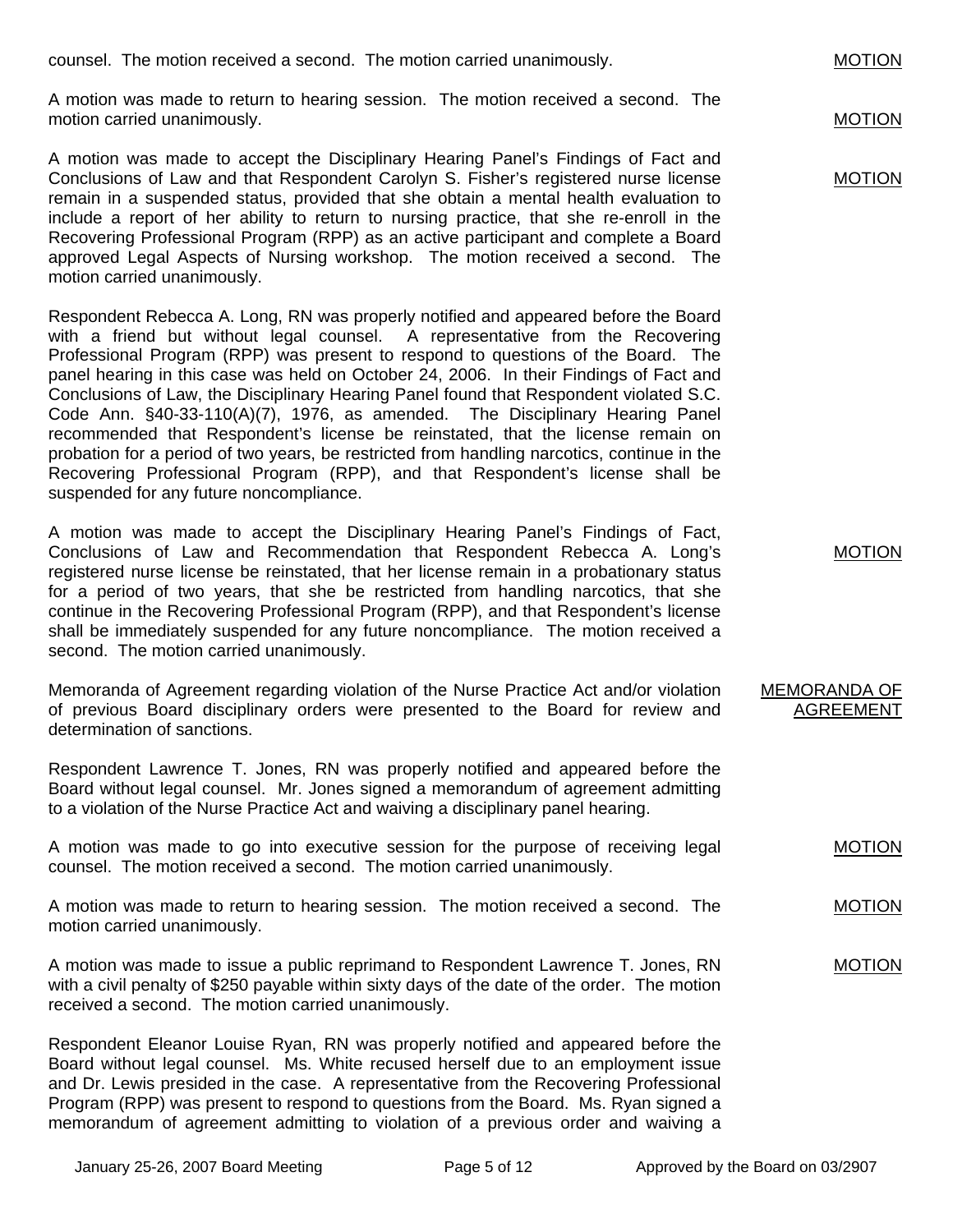counsel. The motion received a second. The motion carried unanimously. MOTION

A motion was made to return to hearing session. The motion received a second. The motion carried unanimously. MOTION

A motion was made to accept the Disciplinary Hearing Panel's Findings of Fact and Conclusions of Law and that Respondent Carolyn S. Fisher's registered nurse license remain in a suspended status, provided that she obtain a mental health evaluation to include a report of her ability to return to nursing practice, that she re-enroll in the Recovering Professional Program (RPP) as an active participant and complete a Board approved Legal Aspects of Nursing workshop. The motion received a second. The motion carried unanimously. MOTION

Respondent Rebecca A. Long, RN was properly notified and appeared before the Board with a friend but without legal counsel. A representative from the Recovering Professional Program (RPP) was present to respond to questions of the Board. The panel hearing in this case was held on October 24, 2006. In their Findings of Fact and Conclusions of Law, the Disciplinary Hearing Panel found that Respondent violated S.C. Code Ann. §40-33-110(A)(7), 1976, as amended. The Disciplinary Hearing Panel recommended that Respondent's license be reinstated, that the license remain on probation for a period of two years, be restricted from handling narcotics, continue in the Recovering Professional Program (RPP), and that Respondent's license shall be suspended for any future noncompliance.

A motion was made to accept the Disciplinary Hearing Panel's Findings of Fact, Conclusions of Law and Recommendation that Respondent Rebecca A. Long's registered nurse license be reinstated, that her license remain in a probationary status for a period of two years, that she be restricted from handling narcotics, that she continue in the Recovering Professional Program (RPP), and that Respondent's license shall be immediately suspended for any future noncompliance. The motion received a second. The motion carried unanimously. MOTION

## MEMORANDA OF AGREEMENT

Memoranda of Agreement regarding violation of the Nurse Practice Act and/or violation of previous Board disciplinary orders were presented to the Board for review and determination of sanctions.

Respondent Lawrence T. Jones, RN was properly notified and appeared before the Board without legal counsel. Mr. Jones signed a memorandum of agreement admitting to a violation of the Nurse Practice Act and waiving a disciplinary panel hearing.

A motion was made to go into executive session for the purpose of receiving legal counsel. The motion received a second. The motion carried unanimously. MOTION

A motion was made to return to hearing session. The motion received a second. The motion carried unanimously. MOTION

A motion was made to issue a public reprimand to Respondent Lawrence T. Jones, RN with a civil penalty of $250 payable within sixty days of the date of the order. The motion received a second. The motion carried unanimously. MOTION

Respondent Eleanor Louise Ryan, RN was properly notified and appeared before the Board without legal counsel. Ms. White recused herself due to an employment issue and Dr. Lewis presided in the case. A representative from the Recovering Professional Program (RPP) was present to respond to questions from the Board. Ms. Ryan signed a memorandum of agreement admitting to violation of a previous order and waiving a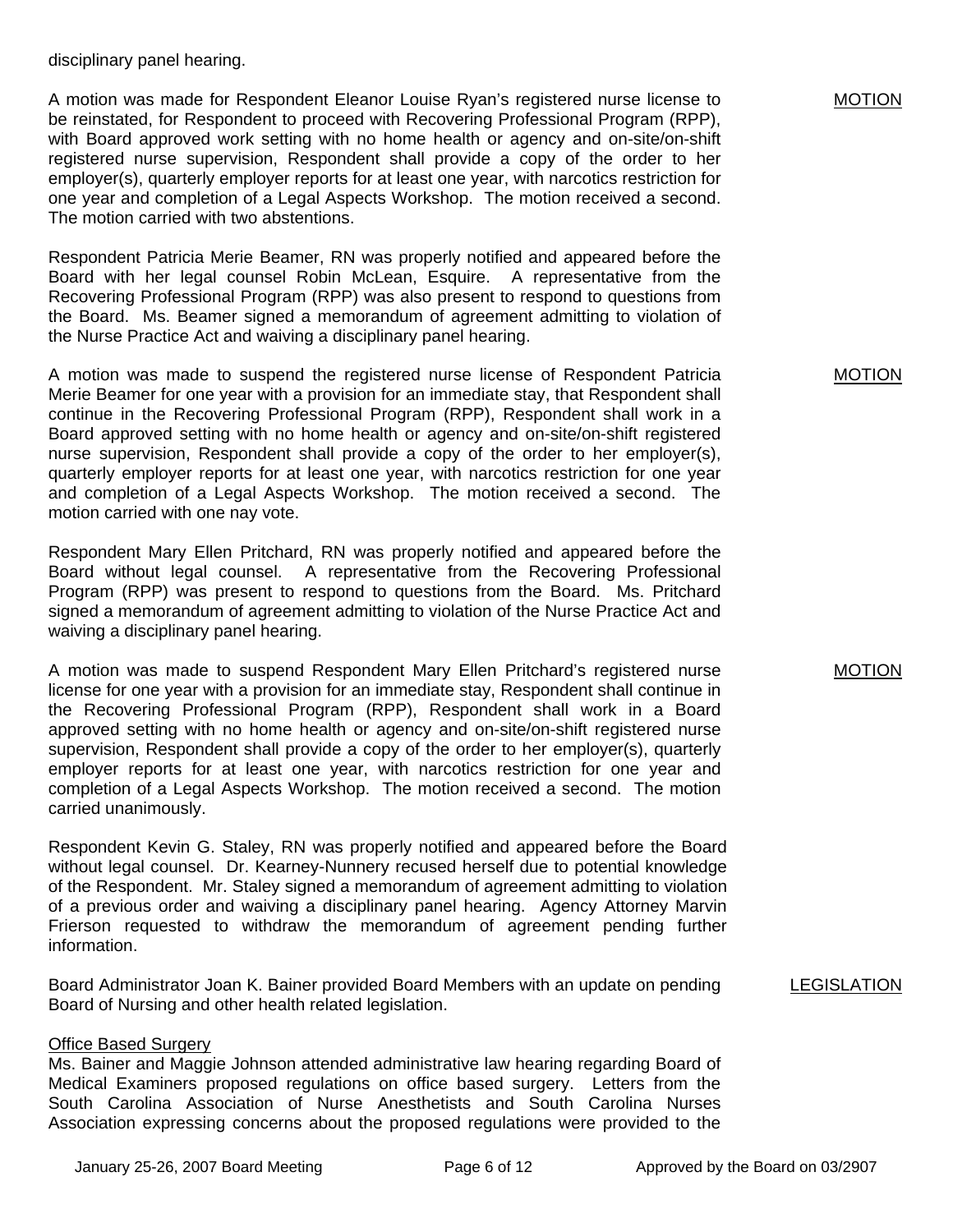disciplinary panel hearing.

A motion was made for Respondent Eleanor Louise Ryan's registered nurse license to be reinstated, for Respondent to proceed with Recovering Professional Program (RPP), with Board approved work setting with no home health or agency and on-site/on-shift registered nurse supervision, Respondent shall provide a copy of the order to her employer(s), quarterly employer reports for at least one year, with narcotics restriction for one year and completion of a Legal Aspects Workshop. The motion received a second. The motion carried with two abstentions.

MOTION

Respondent Patricia Merie Beamer, RN was properly notified and appeared before the Board with her legal counsel Robin McLean, Esquire. A representative from the Recovering Professional Program (RPP) was also present to respond to questions from the Board. Ms. Beamer signed a memorandum of agreement admitting to violation of the Nurse Practice Act and waiving a disciplinary panel hearing.

A motion was made to suspend the registered nurse license of Respondent Patricia Merie Beamer for one year with a provision for an immediate stay, that Respondent shall continue in the Recovering Professional Program (RPP), Respondent shall work in a Board approved setting with no home health or agency and on-site/on-shift registered nurse supervision, Respondent shall provide a copy of the order to her employer(s), quarterly employer reports for at least one year, with narcotics restriction for one year and completion of a Legal Aspects Workshop. The motion received a second. The motion carried with one nay vote.

MOTION

Respondent Mary Ellen Pritchard, RN was properly notified and appeared before the Board without legal counsel. A representative from the Recovering Professional Program (RPP) was present to respond to questions from the Board. Ms. Pritchard signed a memorandum of agreement admitting to violation of the Nurse Practice Act and waiving a disciplinary panel hearing.

A motion was made to suspend Respondent Mary Ellen Pritchard's registered nurse license for one year with a provision for an immediate stay, Respondent shall continue in the Recovering Professional Program (RPP), Respondent shall work in a Board approved setting with no home health or agency and on-site/on-shift registered nurse supervision, Respondent shall provide a copy of the order to her employer(s), quarterly employer reports for at least one year, with narcotics restriction for one year and completion of a Legal Aspects Workshop. The motion received a second. The motion carried unanimously.

MOTION

Respondent Kevin G. Staley, RN was properly notified and appeared before the Board without legal counsel. Dr. Kearney-Nunnery recused herself due to potential knowledge of the Respondent. Mr. Staley signed a memorandum of agreement admitting to violation of a previous order and waiving a disciplinary panel hearing. Agency Attorney Marvin Frierson requested to withdraw the memorandum of agreement pending further information.

LEGISLATION

Board Administrator Joan K. Bainer provided Board Members with an update on pending Board of Nursing and other health related legislation.

Office Based Surgery

Ms. Bainer and Maggie Johnson attended administrative law hearing regarding Board of Medical Examiners proposed regulations on office based surgery. Letters from the South Carolina Association of Nurse Anesthetists and South Carolina Nurses Association expressing concerns about the proposed regulations were provided to the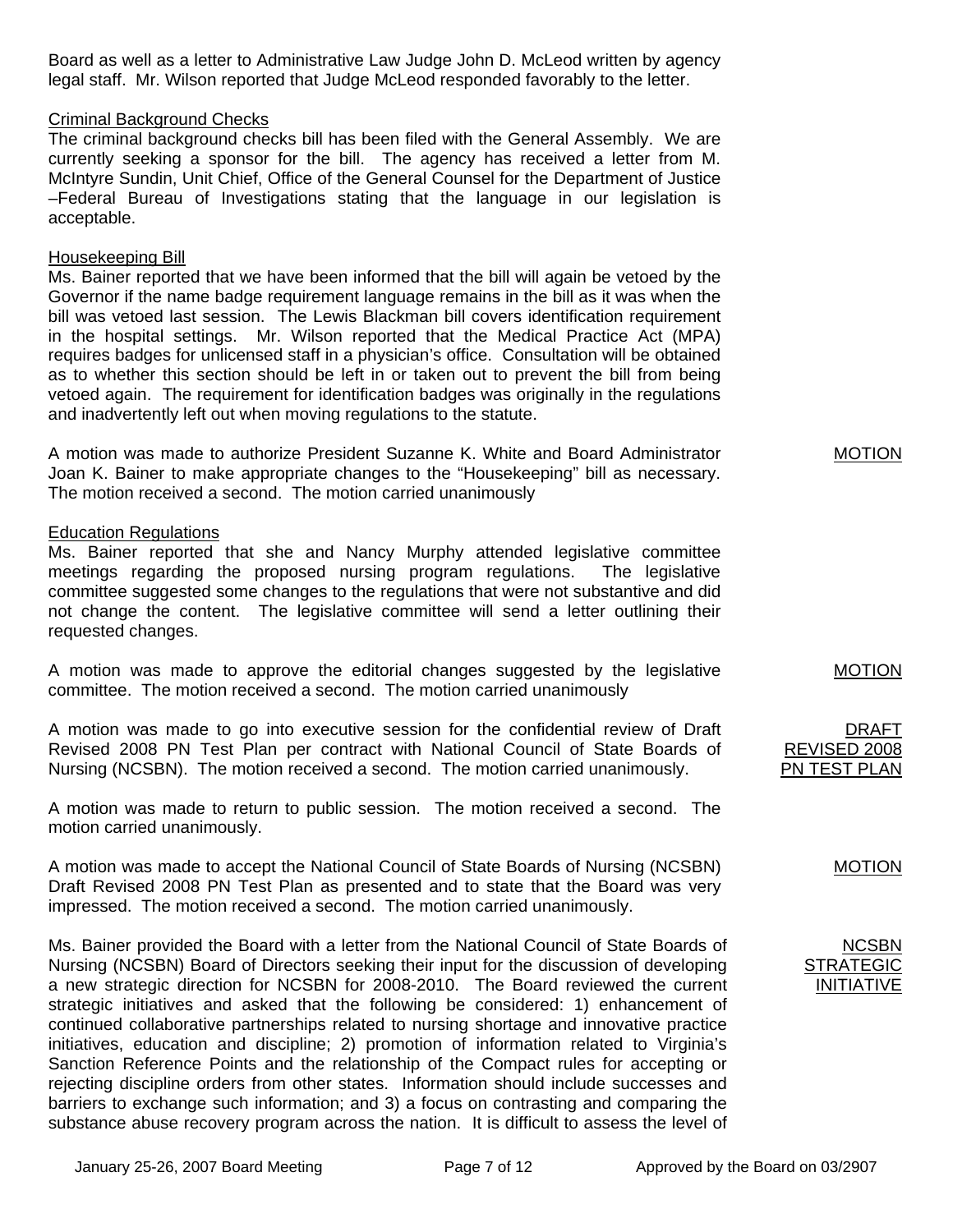Board as well as a letter to Administrative Law Judge John D. McLeod written by agency legal staff. Mr. Wilson reported that Judge McLeod responded favorably to the letter.

Criminal Background Checks

The criminal background checks bill has been filed with the General Assembly. We are currently seeking a sponsor for the bill. The agency has received a letter from M. McIntyre Sundin, Unit Chief, Office of the General Counsel for the Department of Justice –Federal Bureau of Investigations stating that the language in our legislation is acceptable.

Housekeeping Bill

Ms. Bainer reported that we have been informed that the bill will again be vetoed by the Governor if the name badge requirement language remains in the bill as it was when the bill was vetoed last session. The Lewis Blackman bill covers identification requirement in the hospital settings. Mr. Wilson reported that the Medical Practice Act (MPA) requires badges for unlicensed staff in a physician's office. Consultation will be obtained as to whether this section should be left in or taken out to prevent the bill from being vetoed again. The requirement for identification badges was originally in the regulations and inadvertently left out when moving regulations to the statute.

MOTION

A motion was made to authorize President Suzanne K. White and Board Administrator Joan K. Bainer to make appropriate changes to the "Housekeeping" bill as necessary. The motion received a second. The motion carried unanimously

Education Regulations

Ms. Bainer reported that she and Nancy Murphy attended legislative committee meetings regarding the proposed nursing program regulations. The legislative committee suggested some changes to the regulations that were not substantive and did not change the content. The legislative committee will send a letter outlining their requested changes.

MOTION

A motion was made to approve the editorial changes suggested by the legislative committee. The motion received a second. The motion carried unanimously

DRAFT REVISED 2008 PN TEST PLAN

A motion was made to go into executive session for the confidential review of Draft Revised 2008 PN Test Plan per contract with National Council of State Boards of Nursing (NCSBN). The motion received a second. The motion carried unanimously.

A motion was made to return to public session. The motion received a second. The motion carried unanimously.

MOTION

A motion was made to accept the National Council of State Boards of Nursing (NCSBN) Draft Revised 2008 PN Test Plan as presented and to state that the Board was very impressed. The motion received a second. The motion carried unanimously.

NCSBN STRATEGIC INITIATIVE

Ms. Bainer provided the Board with a letter from the National Council of State Boards of Nursing (NCSBN) Board of Directors seeking their input for the discussion of developing a new strategic direction for NCSBN for 2008-2010. The Board reviewed the current strategic initiatives and asked that the following be considered: 1) enhancement of continued collaborative partnerships related to nursing shortage and innovative practice initiatives, education and discipline; 2) promotion of information related to Virginia's Sanction Reference Points and the relationship of the Compact rules for accepting or rejecting discipline orders from other states. Information should include successes and barriers to exchange such information; and 3) a focus on contrasting and comparing the substance abuse recovery program across the nation. It is difficult to assess the level of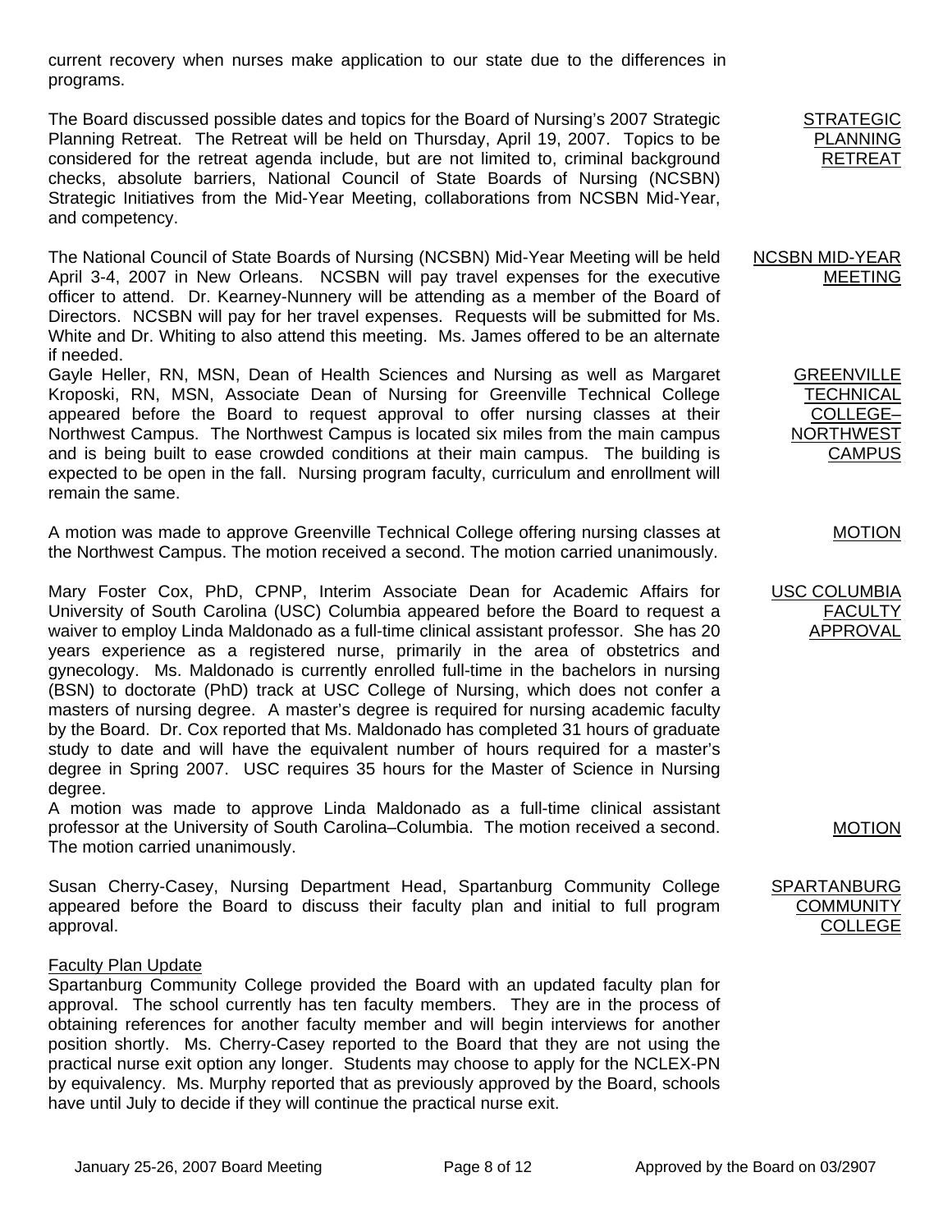current recovery when nurses make application to our state due to the differences in programs.

**STRATEGIC PLANNING RETREAT**

The Board discussed possible dates and topics for the Board of Nursing's 2007 Strategic Planning Retreat. The Retreat will be held on Thursday, April 19, 2007. Topics to be considered for the retreat agenda include, but are not limited to, criminal background checks, absolute barriers, National Council of State Boards of Nursing (NCSBN) Strategic Initiatives from the Mid-Year Meeting, collaborations from NCSBN Mid-Year, and competency.

**NCSBN MID-YEAR MEETING**

The National Council of State Boards of Nursing (NCSBN) Mid-Year Meeting will be held April 3-4, 2007 in New Orleans. NCSBN will pay travel expenses for the executive officer to attend. Dr. Kearney-Nunnery will be attending as a member of the Board of Directors. NCSBN will pay for her travel expenses. Requests will be submitted for Ms. White and Dr. Whiting to also attend this meeting. Ms. James offered to be an alternate if needed.

**GREENVILLE TECHNICAL COLLEGE– NORTHWEST CAMPUS**

Gayle Heller, RN, MSN, Dean of Health Sciences and Nursing as well as Margaret Kroposki, RN, MSN, Associate Dean of Nursing for Greenville Technical College appeared before the Board to request approval to offer nursing classes at their Northwest Campus. The Northwest Campus is located six miles from the main campus and is being built to ease crowded conditions at their main campus. The building is expected to be open in the fall. Nursing program faculty, curriculum and enrollment will remain the same.

**MOTION**

A motion was made to approve Greenville Technical College offering nursing classes at the Northwest Campus. The motion received a second. The motion carried unanimously.

**USC COLUMBIA FACULTY APPROVAL**

Mary Foster Cox, PhD, CPNP, Interim Associate Dean for Academic Affairs for University of South Carolina (USC) Columbia appeared before the Board to request a waiver to employ Linda Maldonado as a full-time clinical assistant professor. She has 20 years experience as a registered nurse, primarily in the area of obstetrics and gynecology. Ms. Maldonado is currently enrolled full-time in the bachelors in nursing (BSN) to doctorate (PhD) track at USC College of Nursing, which does not confer a masters of nursing degree. A master's degree is required for nursing academic faculty by the Board. Dr. Cox reported that Ms. Maldonado has completed 31 hours of graduate study to date and will have the equivalent number of hours required for a master's degree in Spring 2007. USC requires 35 hours for the Master of Science in Nursing degree.

**MOTION**

A motion was made to approve Linda Maldonado as a full-time clinical assistant professor at the University of South Carolina–Columbia. The motion received a second. The motion carried unanimously.

**SPARTANBURG COMMUNITY COLLEGE**

Susan Cherry-Casey, Nursing Department Head, Spartanburg Community College appeared before the Board to discuss their faculty plan and initial to full program approval.

Faculty Plan Update

Spartanburg Community College provided the Board with an updated faculty plan for approval. The school currently has ten faculty members. They are in the process of obtaining references for another faculty member and will begin interviews for another position shortly. Ms. Cherry-Casey reported to the Board that they are not using the practical nurse exit option any longer. Students may choose to apply for the NCLEX-PN by equivalency. Ms. Murphy reported that as previously approved by the Board, schools have until July to decide if they will continue the practical nurse exit.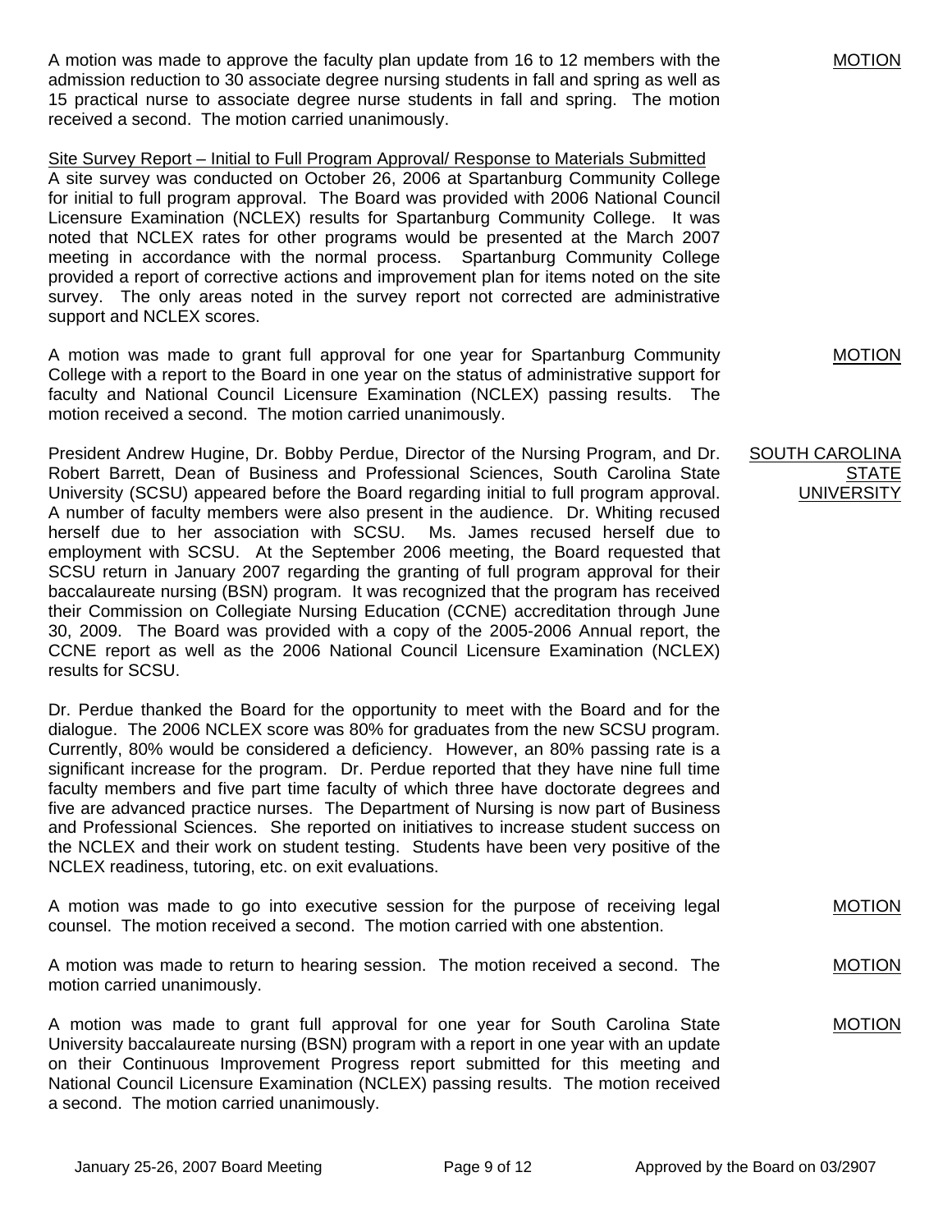A motion was made to approve the faculty plan update from 16 to 12 members with the admission reduction to 30 associate degree nursing students in fall and spring as well as 15 practical nurse to associate degree nurse students in fall and spring. The motion received a second. The motion carried unanimously.

MOTION

Site Survey Report – Initial to Full Program Approval/ Response to Materials Submitted

A site survey was conducted on October 26, 2006 at Spartanburg Community College for initial to full program approval. The Board was provided with 2006 National Council Licensure Examination (NCLEX) results for Spartanburg Community College. It was noted that NCLEX rates for other programs would be presented at the March 2007 meeting in accordance with the normal process. Spartanburg Community College provided a report of corrective actions and improvement plan for items noted on the site survey. The only areas noted in the survey report not corrected are administrative support and NCLEX scores.

A motion was made to grant full approval for one year for Spartanburg Community College with a report to the Board in one year on the status of administrative support for faculty and National Council Licensure Examination (NCLEX) passing results. The motion received a second. The motion carried unanimously.

MOTION

SOUTH CAROLINA STATE UNIVERSITY

President Andrew Hugine, Dr. Bobby Perdue, Director of the Nursing Program, and Dr. Robert Barrett, Dean of Business and Professional Sciences, South Carolina State University (SCSU) appeared before the Board regarding initial to full program approval. A number of faculty members were also present in the audience. Dr. Whiting recused herself due to her association with SCSU. Ms. James recused herself due to employment with SCSU. At the September 2006 meeting, the Board requested that SCSU return in January 2007 regarding the granting of full program approval for their baccalaureate nursing (BSN) program. It was recognized that the program has received their Commission on Collegiate Nursing Education (CCNE) accreditation through June 30, 2009. The Board was provided with a copy of the 2005-2006 Annual report, the CCNE report as well as the 2006 National Council Licensure Examination (NCLEX) results for SCSU.

Dr. Perdue thanked the Board for the opportunity to meet with the Board and for the dialogue. The 2006 NCLEX score was 80% for graduates from the new SCSU program. Currently, 80% would be considered a deficiency. However, an 80% passing rate is a significant increase for the program. Dr. Perdue reported that they have nine full time faculty members and five part time faculty of which three have doctorate degrees and five are advanced practice nurses. The Department of Nursing is now part of Business and Professional Sciences. She reported on initiatives to increase student success on the NCLEX and their work on student testing. Students have been very positive of the NCLEX readiness, tutoring, etc. on exit evaluations.

A motion was made to go into executive session for the purpose of receiving legal counsel. The motion received a second. The motion carried with one abstention.

MOTION

A motion was made to return to hearing session. The motion received a second. The motion carried unanimously.

MOTION

A motion was made to grant full approval for one year for South Carolina State University baccalaureate nursing (BSN) program with a report in one year with an update on their Continuous Improvement Progress report submitted for this meeting and National Council Licensure Examination (NCLEX) passing results. The motion received a second. The motion carried unanimously.

MOTION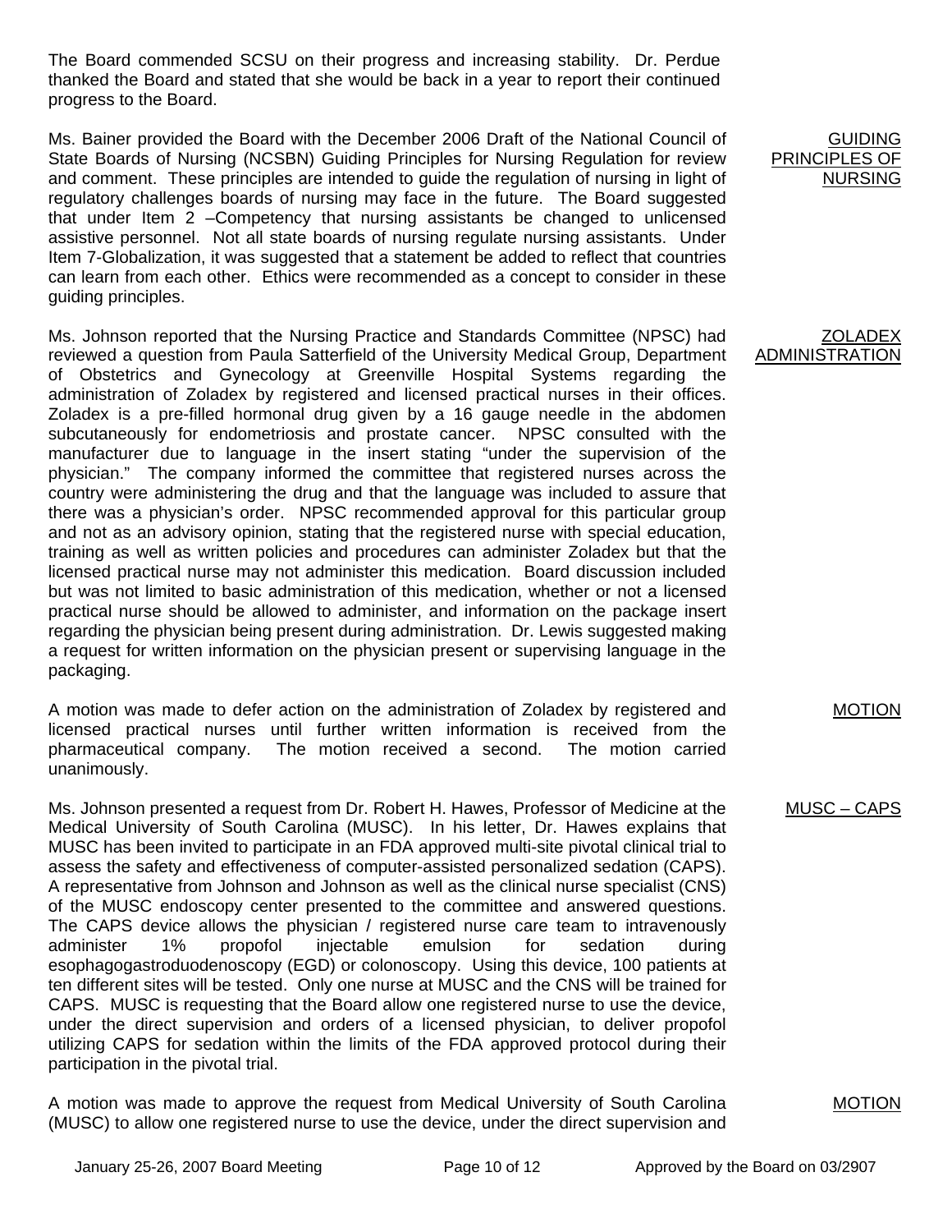The Board commended SCSU on their progress and increasing stability. Dr. Perdue thanked the Board and stated that she would be back in a year to report their continued progress to the Board.

<u>GUIDING PRINCIPLES OF NURSING</u>

Ms. Bainer provided the Board with the December 2006 Draft of the National Council of State Boards of Nursing (NCSBN) Guiding Principles for Nursing Regulation for review and comment. These principles are intended to guide the regulation of nursing in light of regulatory challenges boards of nursing may face in the future. The Board suggested that under Item 2 –Competency that nursing assistants be changed to unlicensed assistive personnel. Not all state boards of nursing regulate nursing assistants. Under Item 7-Globalization, it was suggested that a statement be added to reflect that countries can learn from each other. Ethics were recommended as a concept to consider in these guiding principles.

<u>ZOLADEX ADMINISTRATION</u>

Ms. Johnson reported that the Nursing Practice and Standards Committee (NPSC) had reviewed a question from Paula Satterfield of the University Medical Group, Department of Obstetrics and Gynecology at Greenville Hospital Systems regarding the administration of Zoladex by registered and licensed practical nurses in their offices. Zoladex is a pre-filled hormonal drug given by a 16 gauge needle in the abdomen subcutaneously for endometriosis and prostate cancer. NPSC consulted with the manufacturer due to language in the insert stating "under the supervision of the physician." The company informed the committee that registered nurses across the country were administering the drug and that the language was included to assure that there was a physician's order. NPSC recommended approval for this particular group and not as an advisory opinion, stating that the registered nurse with special education, training as well as written policies and procedures can administer Zoladex but that the licensed practical nurse may not administer this medication. Board discussion included but was not limited to basic administration of this medication, whether or not a licensed practical nurse should be allowed to administer, and information on the package insert regarding the physician being present during administration. Dr. Lewis suggested making a request for written information on the physician present or supervising language in the packaging.

<u>MOTION</u>

A motion was made to defer action on the administration of Zoladex by registered and licensed practical nurses until further written information is received from the pharmaceutical company. The motion received a second. The motion carried unanimously.

<u>MUSC – CAPS</u>

Ms. Johnson presented a request from Dr. Robert H. Hawes, Professor of Medicine at the Medical University of South Carolina (MUSC). In his letter, Dr. Hawes explains that MUSC has been invited to participate in an FDA approved multi-site pivotal clinical trial to assess the safety and effectiveness of computer-assisted personalized sedation (CAPS). A representative from Johnson and Johnson as well as the clinical nurse specialist (CNS) of the MUSC endoscopy center presented to the committee and answered questions. The CAPS device allows the physician / registered nurse care team to intravenously administer 1% propofol injectable emulsion for sedation during esophagogastroduodenoscopy (EGD) or colonoscopy. Using this device, 100 patients at ten different sites will be tested. Only one nurse at MUSC and the CNS will be trained for CAPS. MUSC is requesting that the Board allow one registered nurse to use the device, under the direct supervision and orders of a licensed physician, to deliver propofol utilizing CAPS for sedation within the limits of the FDA approved protocol during their participation in the pivotal trial.

<u>MOTION</u>

A motion was made to approve the request from Medical University of South Carolina (MUSC) to allow one registered nurse to use the device, under the direct supervision and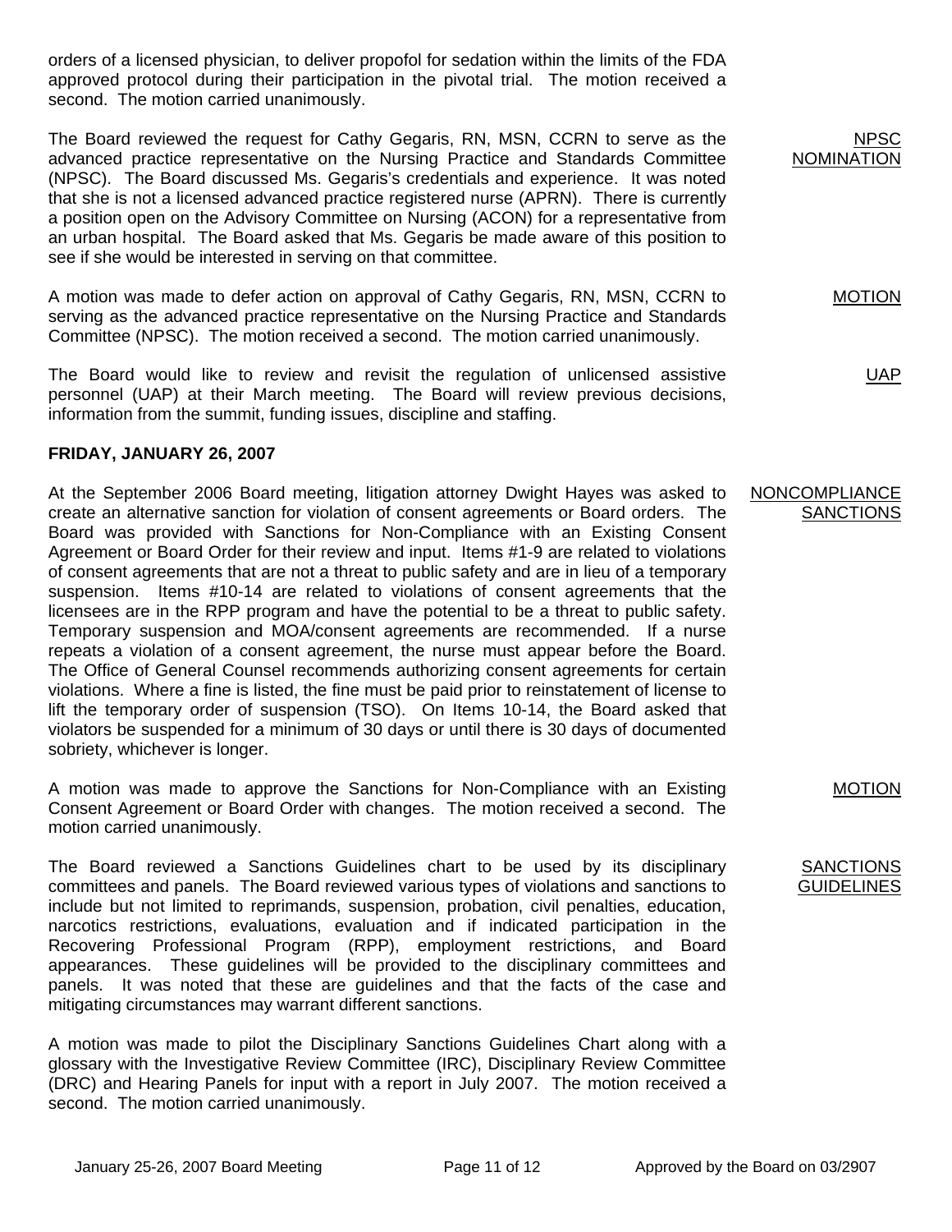orders of a licensed physician, to deliver propofol for sedation within the limits of the FDA approved protocol during their participation in the pivotal trial. The motion received a second. The motion carried unanimously.

**NPSC NOMINATION**

The Board reviewed the request for Cathy Gegaris, RN, MSN, CCRN to serve as the advanced practice representative on the Nursing Practice and Standards Committee (NPSC). The Board discussed Ms. Gegaris's credentials and experience. It was noted that she is not a licensed advanced practice registered nurse (APRN). There is currently a position open on the Advisory Committee on Nursing (ACON) for a representative from an urban hospital. The Board asked that Ms. Gegaris be made aware of this position to see if she would be interested in serving on that committee.

**MOTION**

A motion was made to defer action on approval of Cathy Gegaris, RN, MSN, CCRN to serving as the advanced practice representative on the Nursing Practice and Standards Committee (NPSC). The motion received a second. The motion carried unanimously.

**UAP**

The Board would like to review and revisit the regulation of unlicensed assistive personnel (UAP) at their March meeting. The Board will review previous decisions, information from the summit, funding issues, discipline and staffing.

## FRIDAY, JANUARY 26, 2007

**NONCOMPLIANCE SANCTIONS**

At the September 2006 Board meeting, litigation attorney Dwight Hayes was asked to create an alternative sanction for violation of consent agreements or Board orders. The Board was provided with Sanctions for Non-Compliance with an Existing Consent Agreement or Board Order for their review and input. Items #1-9 are related to violations of consent agreements that are not a threat to public safety and are in lieu of a temporary suspension. Items #10-14 are related to violations of consent agreements that the licensees are in the RPP program and have the potential to be a threat to public safety. Temporary suspension and MOA/consent agreements are recommended. If a nurse repeats a violation of a consent agreement, the nurse must appear before the Board. The Office of General Counsel recommends authorizing consent agreements for certain violations. Where a fine is listed, the fine must be paid prior to reinstatement of license to lift the temporary order of suspension (TSO). On Items 10-14, the Board asked that violators be suspended for a minimum of 30 days or until there is 30 days of documented sobriety, whichever is longer.

**MOTION**

A motion was made to approve the Sanctions for Non-Compliance with an Existing Consent Agreement or Board Order with changes. The motion received a second. The motion carried unanimously.

**SANCTIONS GUIDELINES**

The Board reviewed a Sanctions Guidelines chart to be used by its disciplinary committees and panels. The Board reviewed various types of violations and sanctions to include but not limited to reprimands, suspension, probation, civil penalties, education, narcotics restrictions, evaluations, evaluation and if indicated participation in the Recovering Professional Program (RPP), employment restrictions, and Board appearances. These guidelines will be provided to the disciplinary committees and panels. It was noted that these are guidelines and that the facts of the case and mitigating circumstances may warrant different sanctions.

A motion was made to pilot the Disciplinary Sanctions Guidelines Chart along with a glossary with the Investigative Review Committee (IRC), Disciplinary Review Committee (DRC) and Hearing Panels for input with a report in July 2007. The motion received a second. The motion carried unanimously.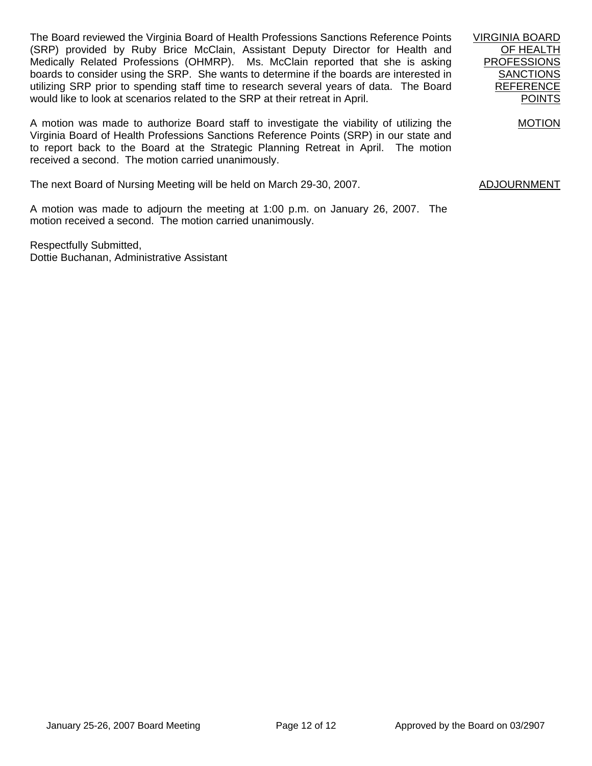**VIRGINIA BOARD OF HEALTH PROFESSIONS SANCTIONS REFERENCE POINTS**

The Board reviewed the Virginia Board of Health Professions Sanctions Reference Points (SRP) provided by Ruby Brice McClain, Assistant Deputy Director for Health and Medically Related Professions (OHMRP). Ms. McClain reported that she is asking boards to consider using the SRP. She wants to determine if the boards are interested in utilizing SRP prior to spending staff time to research several years of data. The Board would like to look at scenarios related to the SRP at their retreat in April.

**MOTION**

A motion was made to authorize Board staff to investigate the viability of utilizing the Virginia Board of Health Professions Sanctions Reference Points (SRP) in our state and to report back to the Board at the Strategic Planning Retreat in April. The motion received a second. The motion carried unanimously.

**ADJOURNMENT**

The next Board of Nursing Meeting will be held on March 29-30, 2007.

A motion was made to adjourn the meeting at 1:00 p.m. on January 26, 2007. The motion received a second. The motion carried unanimously.

Respectfully Submitted,
Dottie Buchanan, Administrative Assistant